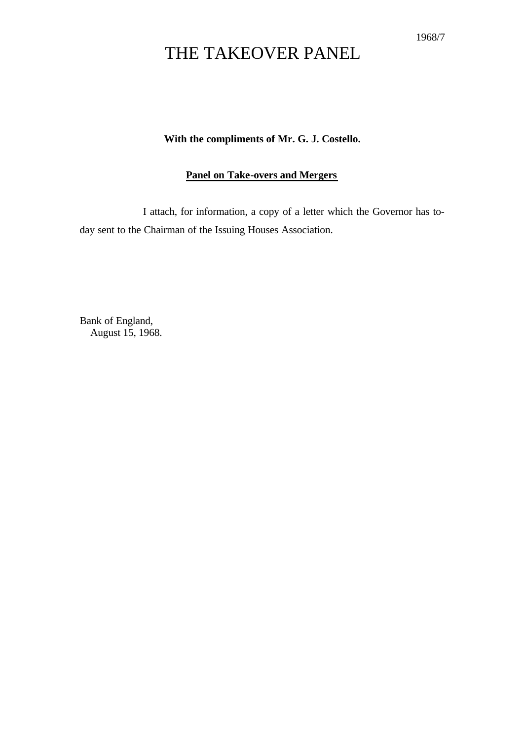1968/7

# THE TAKEOVER PANEL

**With the compliments of Mr. G. J. Costello.**

**Panel on Take-overs and Mergers**

I attach, for information, a copy of a letter which the Governor has to-day sent to the Chairman of the Issuing Houses Association.

Bank of England,
August 15, 1968.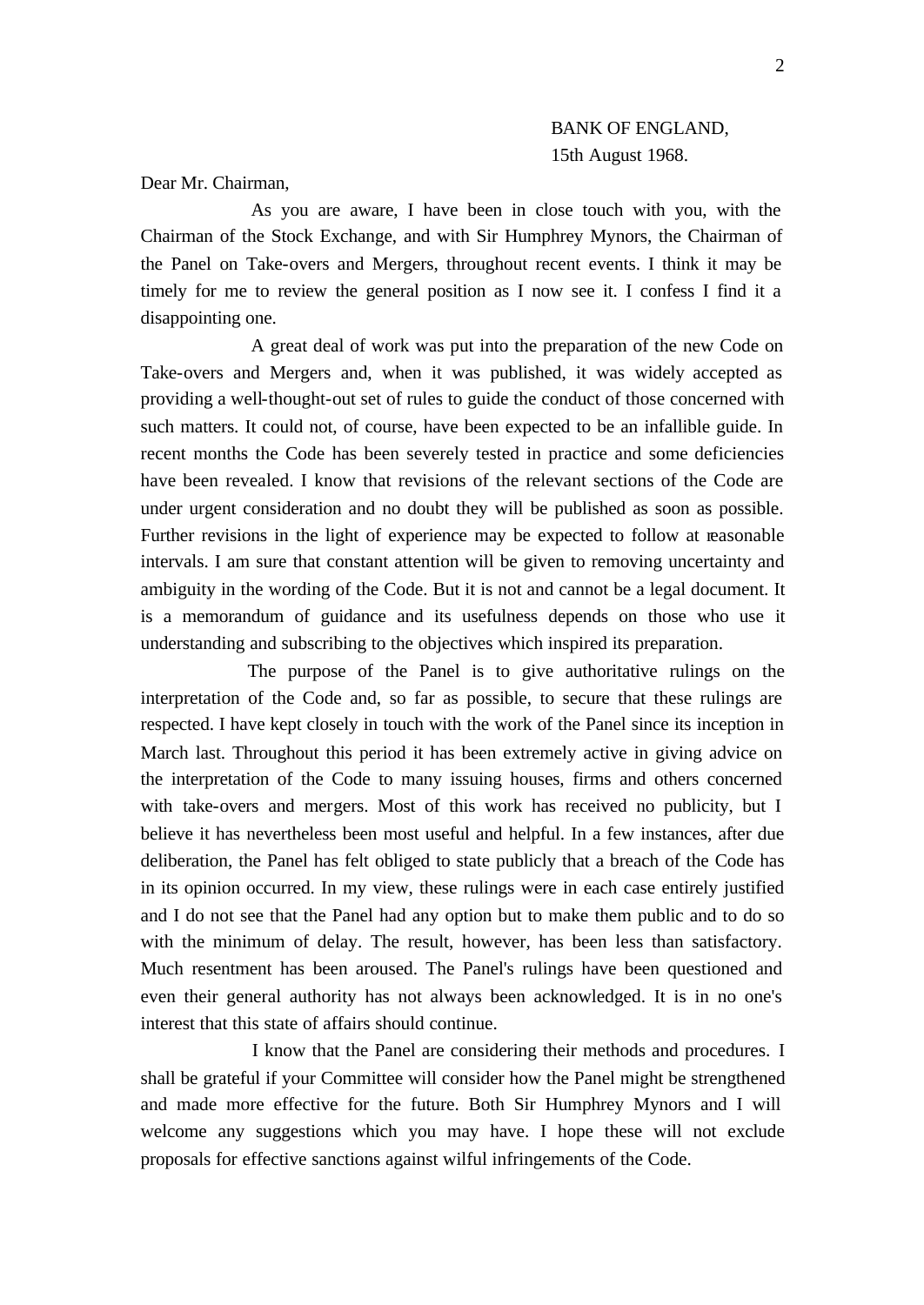BANK OF ENGLAND,
15th August 1968.

Dear Mr. Chairman,

As you are aware, I have been in close touch with you, with the Chairman of the Stock Exchange, and with Sir Humphrey Mynors, the Chairman of the Panel on Take-overs and Mergers, throughout recent events. I think it may be timely for me to review the general position as I now see it. I confess I find it a disappointing one.

A great deal of work was put into the preparation of the new Code on Take-overs and Mergers and, when it was published, it was widely accepted as providing a well-thought-out set of rules to guide the conduct of those concerned with such matters. It could not, of course, have been expected to be an infallible guide. In recent months the Code has been severely tested in practice and some deficiencies have been revealed. I know that revisions of the relevant sections of the Code are under urgent consideration and no doubt they will be published as soon as possible. Further revisions in the light of experience may be expected to follow at reasonable intervals. I am sure that constant attention will be given to removing uncertainty and ambiguity in the wording of the Code. But it is not and cannot be a legal document. It is a memorandum of guidance and its usefulness depends on those who use it understanding and subscribing to the objectives which inspired its preparation.

The purpose of the Panel is to give authoritative rulings on the interpretation of the Code and, so far as possible, to secure that these rulings are respected. I have kept closely in touch with the work of the Panel since its inception in March last. Throughout this period it has been extremely active in giving advice on the interpretation of the Code to many issuing houses, firms and others concerned with take-overs and mergers. Most of this work has received no publicity, but I believe it has nevertheless been most useful and helpful. In a few instances, after due deliberation, the Panel has felt obliged to state publicly that a breach of the Code has in its opinion occurred. In my view, these rulings were in each case entirely justified and I do not see that the Panel had any option but to make them public and to do so with the minimum of delay. The result, however, has been less than satisfactory. Much resentment has been aroused. The Panel's rulings have been questioned and even their general authority has not always been acknowledged. It is in no one's interest that this state of affairs should continue.

I know that the Panel are considering their methods and procedures. I shall be grateful if your Committee will consider how the Panel might be strengthened and made more effective for the future. Both Sir Humphrey Mynors and I will welcome any suggestions which you may have. I hope these will not exclude proposals for effective sanctions against wilful infringements of the Code.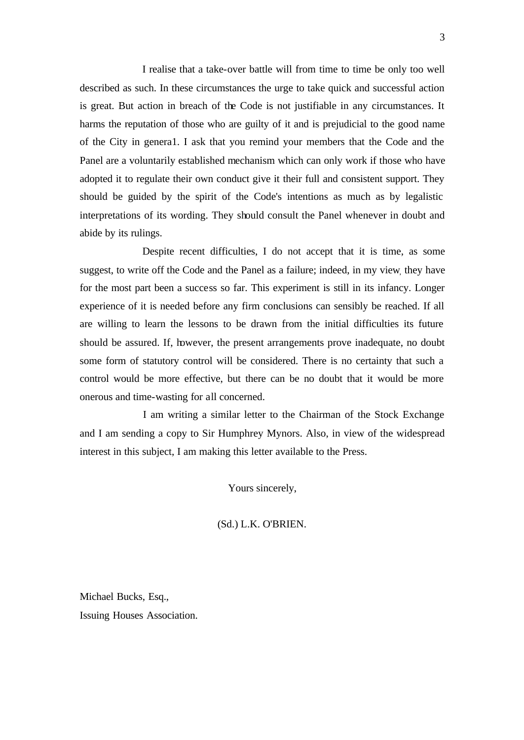I realise that a take-over battle will from time to time be only too well described as such. In these circumstances the urge to take quick and successful action is great. But action in breach of the Code is not justifiable in any circumstances. It harms the reputation of those who are guilty of it and is prejudicial to the good name of the City in genera1. I ask that you remind your members that the Code and the Panel are a voluntarily established mechanism which can only work if those who have adopted it to regulate their own conduct give it their full and consistent support. They should be guided by the spirit of the Code's intentions as much as by legalistic interpretations of its wording. They should consult the Panel whenever in doubt and abide by its rulings.

Despite recent difficulties, I do not accept that it is time, as some suggest, to write off the Code and the Panel as a failure; indeed, in my view, they have for the most part been a success so far. This experiment is still in its infancy. Longer experience of it is needed before any firm conclusions can sensibly be reached. If all are willing to learn the lessons to be drawn from the initial difficulties its future should be assured. If, however, the present arrangements prove inadequate, no doubt some form of statutory control will be considered. There is no certainty that such a control would be more effective, but there can be no doubt that it would be more onerous and time-wasting for all concerned.

I am writing a similar letter to the Chairman of the Stock Exchange and I am sending a copy to Sir Humphrey Mynors. Also, in view of the widespread interest in this subject, I am making this letter available to the Press.

Yours sincerely,

(Sd.) L.K. O'BRIEN.

Michael Bucks, Esq.,
Issuing Houses Association.